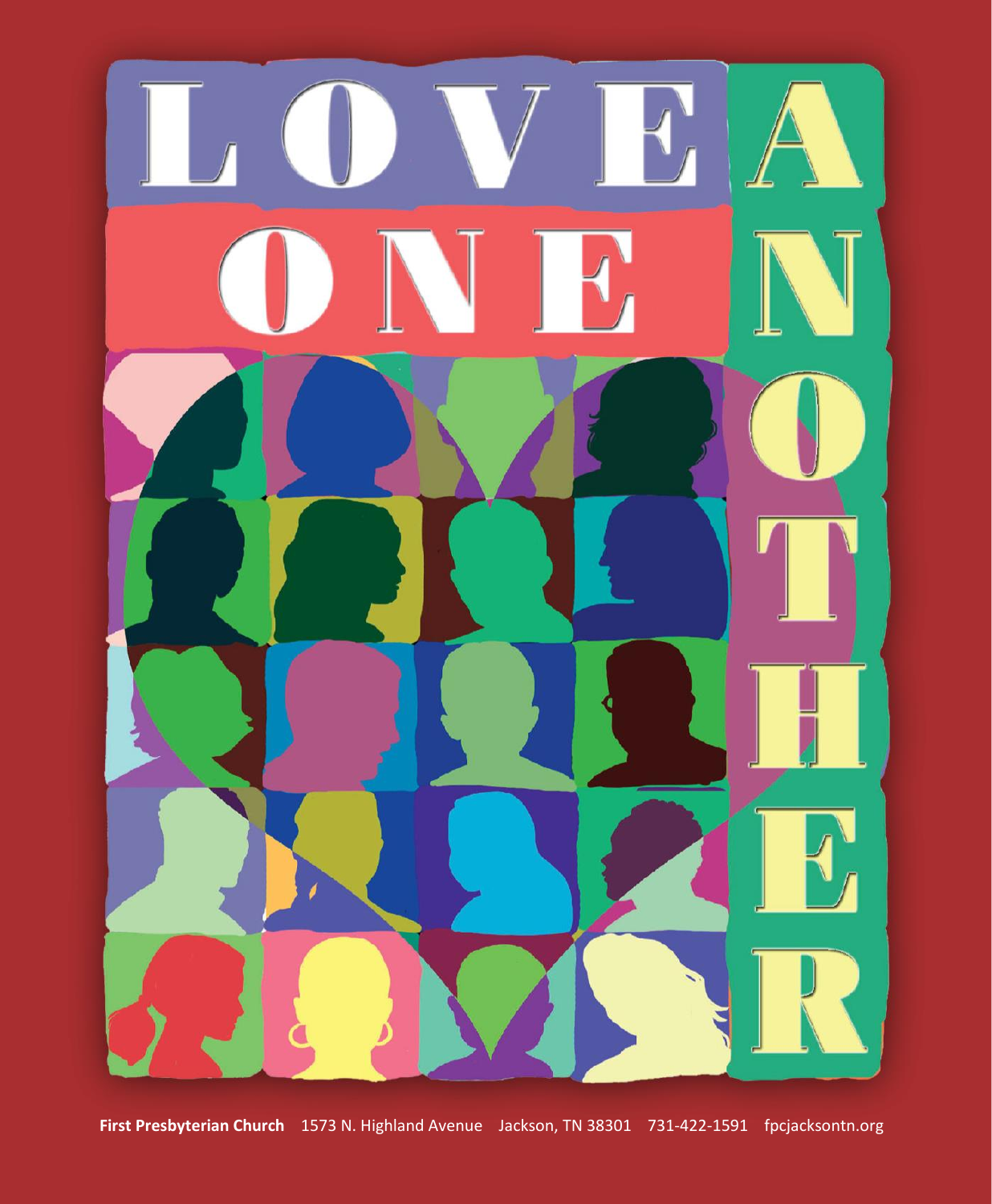# LOVE ONE ANOTHER

**First Presbyterian Church** 1573 N. Highland Avenue Jackson, TN 38301 731-422-1591 fpcjacksontn.org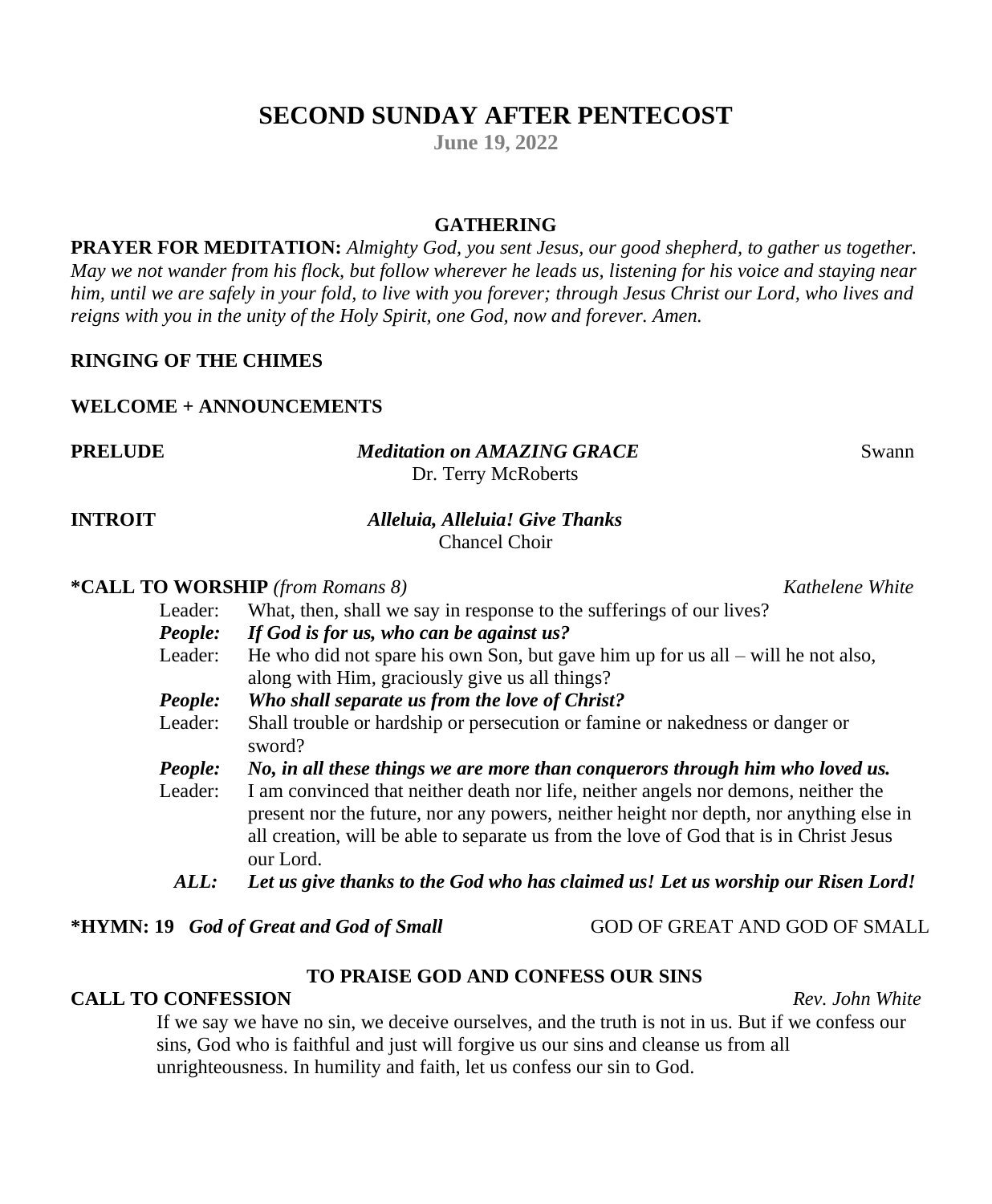# SECOND SUNDAY AFTER PENTECOST

**June 19, 2022**

## GATHERING

**PRAYER FOR MEDITATION:** *Almighty God, you sent Jesus, our good shepherd, to gather us together. May we not wander from his flock, but follow wherever he leads us, listening for his voice and staying near him, until we are safely in your fold, to live with you forever; through Jesus Christ our Lord, who lives and reigns with you in the unity of the Holy Spirit, one God, now and forever. Amen.*

**RINGING OF THE CHIMES**

**WELCOME + ANNOUNCEMENTS**

**PRELUDE** — ***Meditation on AMAZING GRACE*** — Swann
Dr. Terry McRoberts

**INTROIT** — ***Alleluia, Alleluia! Give Thanks***
Chancel Choir

**\*CALL TO WORSHIP** *(from Romans 8)* — *Kathelene White*

Leader: What, then, shall we say in response to the sufferings of our lives?

***People: If God is for us, who can be against us?***

Leader: He who did not spare his own Son, but gave him up for us all – will he not also, along with Him, graciously give us all things?

***People: Who shall separate us from the love of Christ?***

Leader: Shall trouble or hardship or persecution or famine or nakedness or danger or sword?

***People: No, in all these things we are more than conquerors through him who loved us.***

Leader: I am convinced that neither death nor life, neither angels nor demons, neither the present nor the future, nor any powers, neither height nor depth, nor anything else in all creation, will be able to separate us from the love of God that is in Christ Jesus our Lord.

***ALL: Let us give thanks to the God who has claimed us! Let us worship our Risen Lord!***

**\*HYMN: 19** ***God of Great and God of Small*** — GOD OF GREAT AND GOD OF SMALL

## TO PRAISE GOD AND CONFESS OUR SINS

**CALL TO CONFESSION** — *Rev. John White*

If we say we have no sin, we deceive ourselves, and the truth is not in us. But if we confess our sins, God who is faithful and just will forgive us our sins and cleanse us from all unrighteousness. In humility and faith, let us confess our sin to God.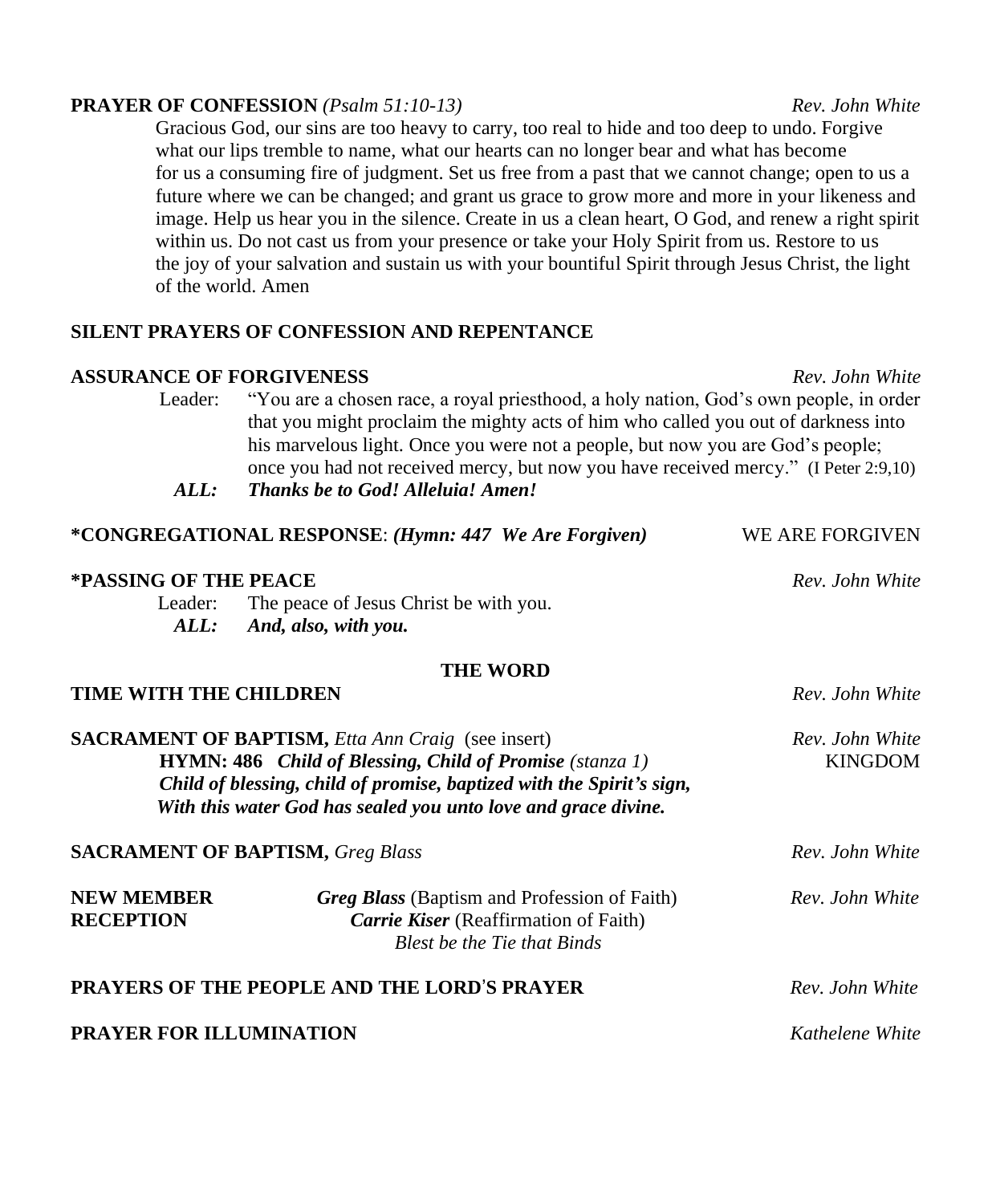**PRAYER OF CONFESSION** *(Psalm 51:10-13)* *Rev. John White*

Gracious God, our sins are too heavy to carry, too real to hide and too deep to undo. Forgive what our lips tremble to name, what our hearts can no longer bear and what has become for us a consuming fire of judgment. Set us free from a past that we cannot change; open to us a future where we can be changed; and grant us grace to grow more and more in your likeness and image. Help us hear you in the silence. Create in us a clean heart, O God, and renew a right spirit within us. Do not cast us from your presence or take your Holy Spirit from us. Restore to us the joy of your salvation and sustain us with your bountiful Spirit through Jesus Christ, the light of the world. Amen

**SILENT PRAYERS OF CONFESSION AND REPENTANCE**

**ASSURANCE OF FORGIVENESS** *Rev. John White*

Leader: "You are a chosen race, a royal priesthood, a holy nation, God's own people, in order that you might proclaim the mighty acts of him who called you out of darkness into his marvelous light. Once you were not a people, but now you are God's people; once you had not received mercy, but now you have received mercy." (I Peter 2:9,10)

***ALL: Thanks be to God! Alleluia! Amen!***

**\*CONGREGATIONAL RESPONSE**: ***(Hymn: 447 We Are Forgiven)*** WE ARE FORGIVEN

**\*PASSING OF THE PEACE** *Rev. John White*

Leader: The peace of Jesus Christ be with you.

***ALL: And, also, with you.***

## THE WORD

**TIME WITH THE CHILDREN** *Rev. John White*

**SACRAMENT OF BAPTISM,** *Etta Ann Craig* (see insert) *Rev. John White*

**HYMN: 486** ***Child of Blessing, Child of Promise*** *(stanza 1)* KINGDOM

***Child of blessing, child of promise, baptized with the Spirit's sign,***
***With this water God has sealed you unto love and grace divine.***

**SACRAMENT OF BAPTISM,** *Greg Blass* *Rev. John White*

**NEW MEMBER RECEPTION** *Rev. John White*

***Greg Blass*** (Baptism and Profession of Faith)
***Carrie Kiser*** (Reaffirmation of Faith)
*Blest be the Tie that Binds*

**PRAYERS OF THE PEOPLE AND THE LORD'S PRAYER** *Rev. John White*

**PRAYER FOR ILLUMINATION** *Kathelene White*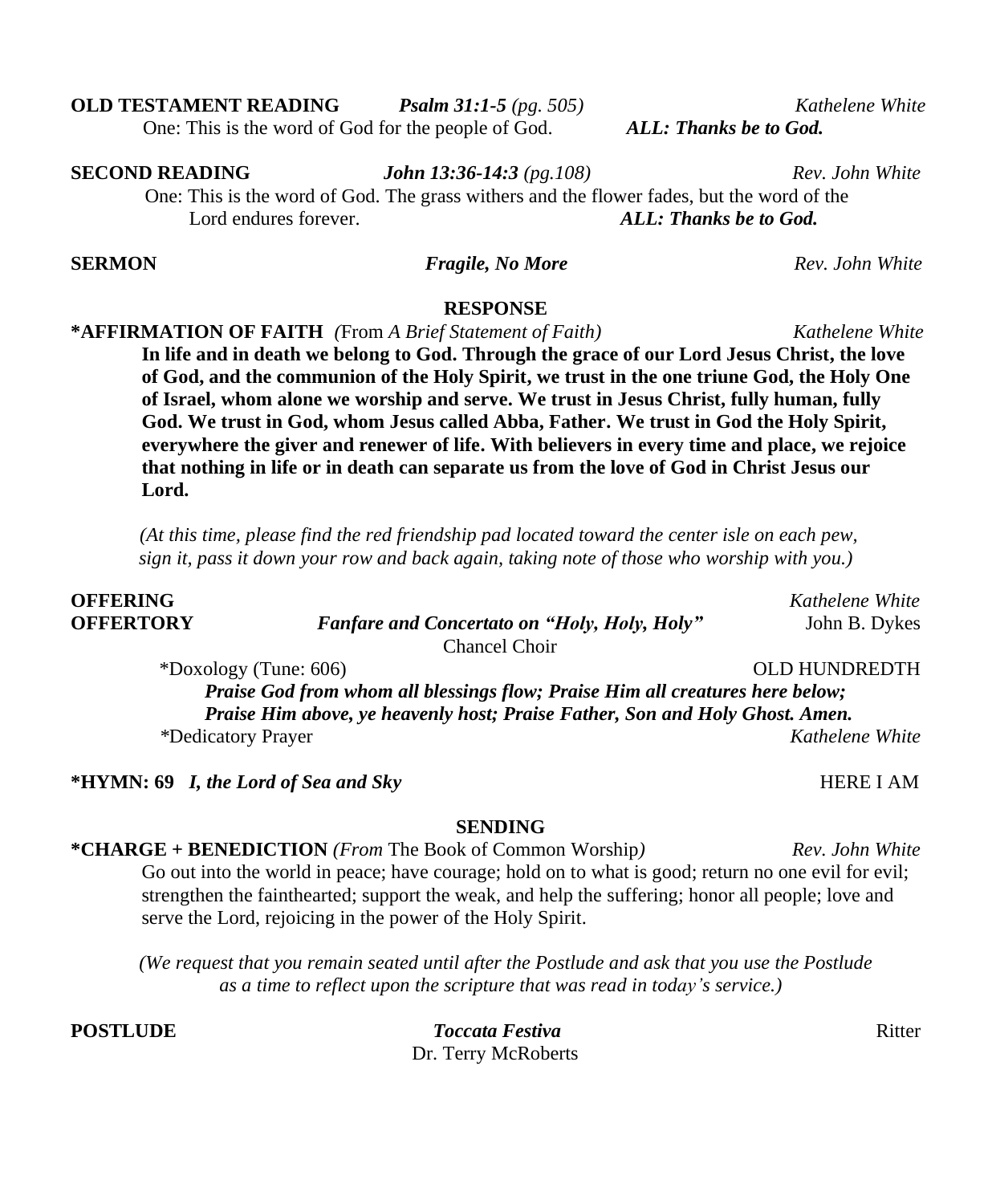**OLD TESTAMENT READING** ***Psalm 31:1-5*** *(pg. 505)* *Kathelene White*

One: This is the word of God for the people of God. ***ALL: Thanks be to God.***

**SECOND READING** ***John 13:36-14:3*** *(pg.108)* *Rev. John White*

One: This is the word of God. The grass withers and the flower fades, but the word of the Lord endures forever. ***ALL: Thanks be to God.***

**SERMON** ***Fragile, No More*** *Rev. John White*

## RESPONSE

**\*AFFIRMATION OF FAITH** *(*From *A Brief Statement of Faith)* *Kathelene White*

**In life and in death we belong to God. Through the grace of our Lord Jesus Christ, the love of God, and the communion of the Holy Spirit, we trust in the one triune God, the Holy One of Israel, whom alone we worship and serve. We trust in Jesus Christ, fully human, fully God. We trust in God, whom Jesus called Abba, Father. We trust in God the Holy Spirit, everywhere the giver and renewer of life. With believers in every time and place, we rejoice that nothing in life or in death can separate us from the love of God in Christ Jesus our Lord.**

*(At this time, please find the red friendship pad located toward the center isle on each pew, sign it, pass it down your row and back again, taking note of those who worship with you.)*

**OFFERING** *Kathelene White*

**OFFERTORY** ***Fanfare and Concertato on "Holy, Holy, Holy"*** John B. Dykes

Chancel Choir

\*Doxology (Tune: 606) OLD HUNDREDTH

***Praise God from whom all blessings flow; Praise Him all creatures here below; Praise Him above, ye heavenly host; Praise Father, Son and Holy Ghost. Amen.***

\*Dedicatory Prayer *Kathelene White*

**\*HYMN: 69** ***I, the Lord of Sea and Sky*** HERE I AM

## SENDING

**\*CHARGE + BENEDICTION** *(From* The Book of Common Worship*)* *Rev. John White*

Go out into the world in peace; have courage; hold on to what is good; return no one evil for evil; strengthen the fainthearted; support the weak, and help the suffering; honor all people; love and serve the Lord, rejoicing in the power of the Holy Spirit.

*(We request that you remain seated until after the Postlude and ask that you use the Postlude as a time to reflect upon the scripture that was read in today's service.)*

**POSTLUDE** ***Toccata Festiva*** Ritter

Dr. Terry McRoberts